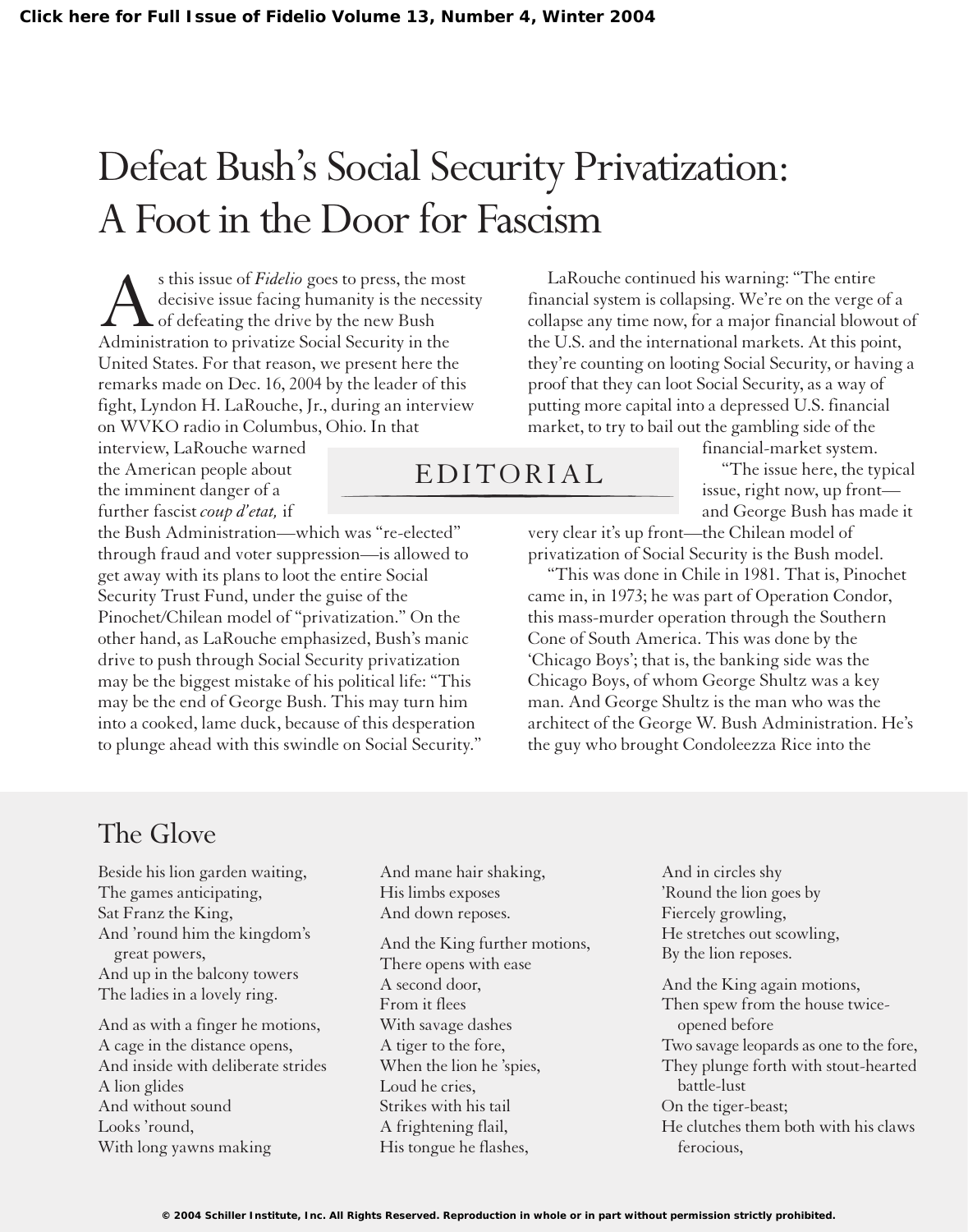# Defeat Bush's Social Security Privatization: A Foot in the Door for Fascism

## EDITORIAL

As this issue of *Fidelio* goes to press, the most decisive issue facing humanity is the necessity of defeating the drive by the new Bush Administration to privatize Social Security in the United States. For that reason, we present here the remarks made on Dec. 16, 2004 by the leader of this fight, Lyndon H. LaRouche, Jr., during an interview on WVKO radio in Columbus, Ohio. In that interview, LaRouche warned the American people about the imminent danger of a further fascist *coup d'etat,* if the Bush Administration—which was "re-elected" through fraud and voter suppression—is allowed to get away with its plans to loot the entire Social Security Trust Fund, under the guise of the Pinochet/Chilean model of "privatization." On the other hand, as LaRouche emphasized, Bush's manic drive to push through Social Security privatization may be the biggest mistake of his political life: "This may be the end of George Bush. This may turn him into a cooked, lame duck, because of this desperation to plunge ahead with this swindle on Social Security."

LaRouche continued his warning: "The entire financial system is collapsing. We're on the verge of a collapse any time now, for a major financial blowout of the U.S. and the international markets. At this point, they're counting on looting Social Security, or having a proof that they can loot Social Security, as a way of putting more capital into a depressed U.S. financial market, to try to bail out the gambling side of the financial-market system.

"The issue here, the typical issue, right now, up front—and George Bush has made it very clear it's up front—the Chilean model of privatization of Social Security is the Bush model.

"This was done in Chile in 1981. That is, Pinochet came in, in 1973; he was part of Operation Condor, this mass-murder operation through the Southern Cone of South America. This was done by the 'Chicago Boys'; that is, the banking side was the Chicago Boys, of whom George Shultz was a key man. And George Shultz is the man who was the architect of the George W. Bush Administration. He's the guy who brought Condoleezza Rice into the

## The Glove

Beside his lion garden waiting,
The games anticipating,
Sat Franz the King,
And 'round him the kingdom's great powers,
And up in the balcony towers
The ladies in a lovely ring.

And as with a finger he motions,
A cage in the distance opens,
And inside with deliberate strides
A lion glides
And without sound
Looks 'round,
With long yawns making
And mane hair shaking,
His limbs exposes
And down reposes.

And the King further motions,
There opens with ease
A second door,
From it flees
With savage dashes
A tiger to the fore,
When the lion he 'spies,
Loud he cries,
Strikes with his tail
A frightening flail,
His tongue he flashes,
And in circles shy
'Round the lion goes by
Fiercely growling,
He stretches out scowling,
By the lion reposes.

And the King again motions,
Then spew from the house twice-opened before
Two savage leopards as one to the fore,
They plunge forth with stout-hearted battle-lust
On the tiger-beast;
He clutches them both with his claws ferocious,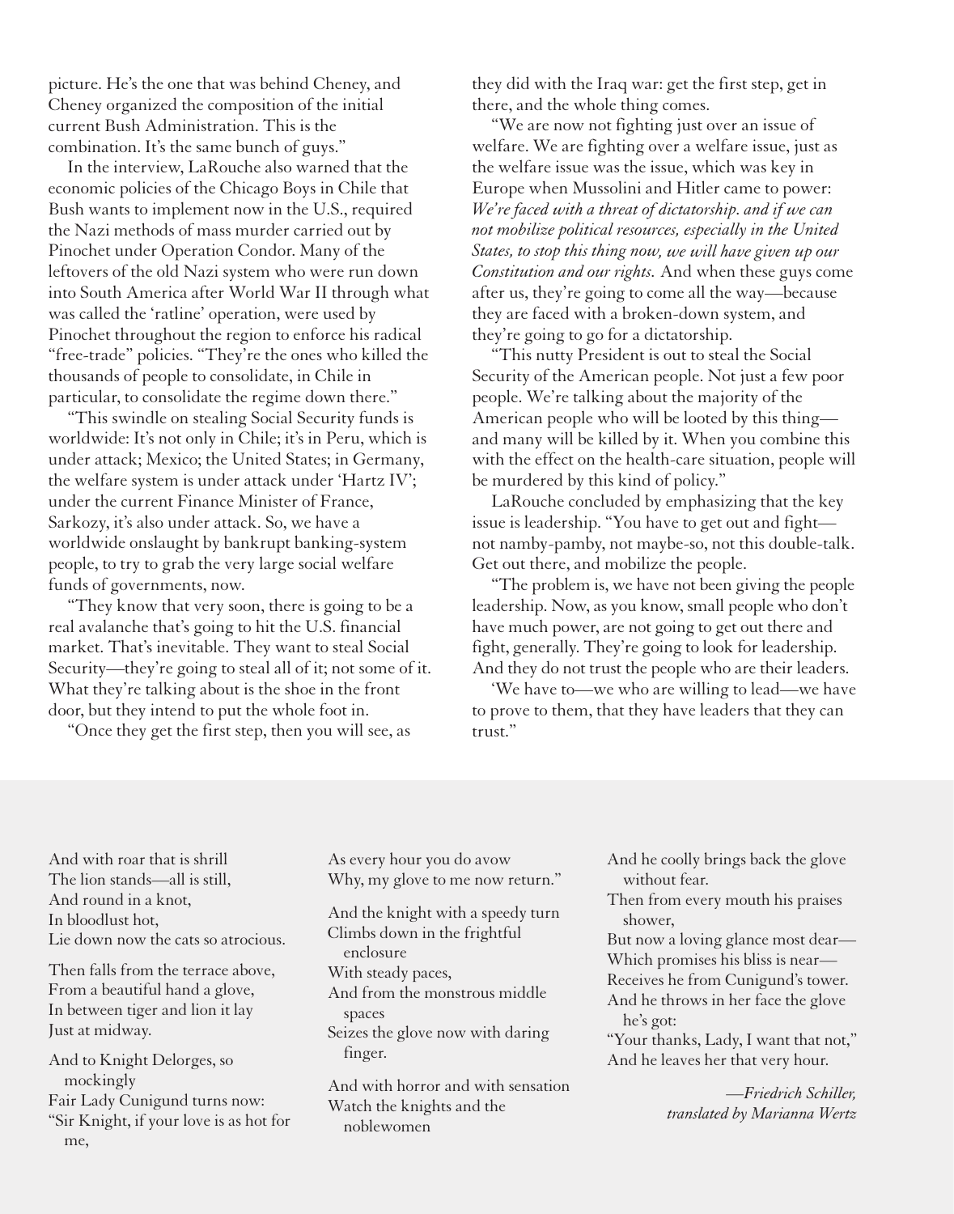picture. He's the one that was behind Cheney, and Cheney organized the composition of the initial current Bush Administration. This is the combination. It's the same bunch of guys."

In the interview, LaRouche also warned that the economic policies of the Chicago Boys in Chile that Bush wants to implement now in the U.S., required the Nazi methods of mass murder carried out by Pinochet under Operation Condor. Many of the leftovers of the old Nazi system who were run down into South America after World War II through what was called the 'ratline' operation, were used by Pinochet throughout the region to enforce his radical "free-trade" policies. "They're the ones who killed the thousands of people to consolidate, in Chile in particular, to consolidate the regime down there."

"This swindle on stealing Social Security funds is worldwide: It's not only in Chile; it's in Peru, which is under attack; Mexico; the United States; in Germany, the welfare system is under attack under 'Hartz IV'; under the current Finance Minister of France, Sarkozy, it's also under attack. So, we have a worldwide onslaught by bankrupt banking-system people, to try to grab the very large social welfare funds of governments, now.

"They know that very soon, there is going to be a real avalanche that's going to hit the U.S. financial market. That's inevitable. They want to steal Social Security—they're going to steal all of it; not some of it. What they're talking about is the shoe in the front door, but they intend to put the whole foot in.

"Once they get the first step, then you will see, as they did with the Iraq war: get the first step, get in there, and the whole thing comes.

"We are now not fighting just over an issue of welfare. We are fighting over a welfare issue, just as the welfare issue was the issue, which was key in Europe when Mussolini and Hitler came to power: *We're faced with a threat of dictatorship. and if we can not mobilize political resources, especially in the United States, to stop this thing now, we will have given up our Constitution and our rights.* And when these guys come after us, they're going to come all the way—because they are faced with a broken-down system, and they're going to go for a dictatorship.

"This nutty President is out to steal the Social Security of the American people. Not just a few poor people. We're talking about the majority of the American people who will be looted by this thing—and many will be killed by it. When you combine this with the effect on the health-care situation, people will be murdered by this kind of policy."

LaRouche concluded by emphasizing that the key issue is leadership. "You have to get out and fight—not namby-pamby, not maybe-so, not this double-talk. Get out there, and mobilize the people.

"The problem is, we have not been giving the people leadership. Now, as you know, small people who don't have much power, are not going to get out there and fight, generally. They're going to look for leadership. And they do not trust the people who are their leaders.

'We have to—we who are willing to lead—we have to prove to them, that they have leaders that they can trust."

---

And with roar that is shrill  
The lion stands—all is still,  
And round in a knot,  
In bloodlust hot,  
Lie down now the cats so atrocious.

Then falls from the terrace above,  
From a beautiful hand a glove,  
In between tiger and lion it lay  
Just at midway.

And to Knight Delorges, so mockingly  
Fair Lady Cunigund turns now:  
"Sir Knight, if your love is as hot for me,  
As every hour you do avow  
Why, my glove to me now return."

And the knight with a speedy turn  
Climbs down in the frightful enclosure  
With steady paces,  
And from the monstrous middle spaces  
Seizes the glove now with daring finger.

And with horror and with sensation  
Watch the knights and the noblewomen  
And he coolly brings back the glove without fear.  
Then from every mouth his praises shower,  
But now a loving glance most dear—  
Which promises his bliss is near—  
Receives he from Cunigund's tower.  
And he throws in her face the glove he's got:  
"Your thanks, Lady, I want that not,"  
And he leaves her that very hour.

*—Friedrich Schiller,*  
*translated by Marianna Wertz*